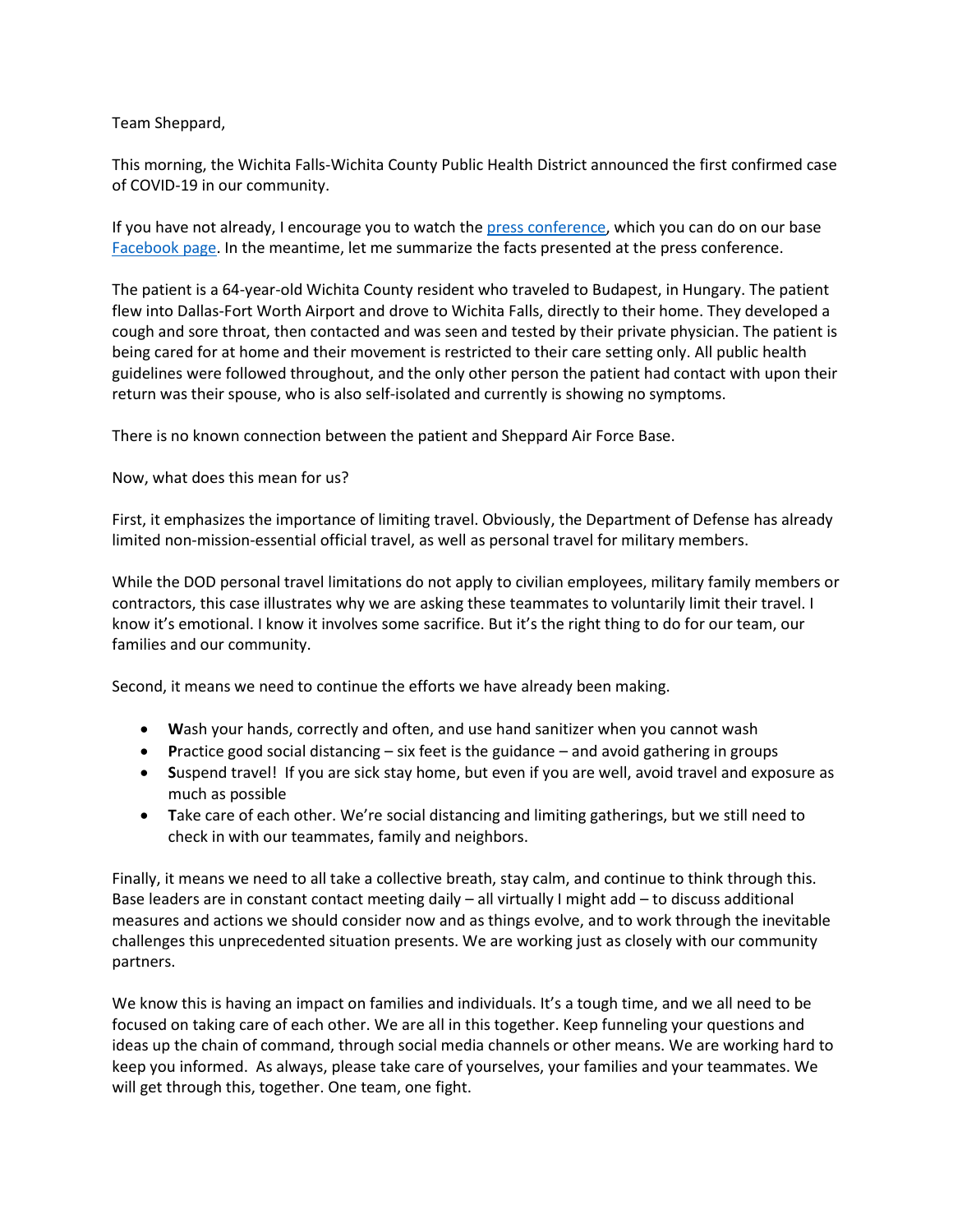Team Sheppard,

This morning, the Wichita Falls-Wichita County Public Health District announced the first confirmed case of COVID-19 in our community.

If you have not already, I encourage you to watch the [press conference](), which you can do on our base [Facebook page](). In the meantime, let me summarize the facts presented at the press conference.

The patient is a 64-year-old Wichita County resident who traveled to Budapest, in Hungary. The patient flew into Dallas-Fort Worth Airport and drove to Wichita Falls, directly to their home. They developed a cough and sore throat, then contacted and was seen and tested by their private physician. The patient is being cared for at home and their movement is restricted to their care setting only. All public health guidelines were followed throughout, and the only other person the patient had contact with upon their return was their spouse, who is also self-isolated and currently is showing no symptoms.

There is no known connection between the patient and Sheppard Air Force Base.

Now, what does this mean for us?

First, it emphasizes the importance of limiting travel. Obviously, the Department of Defense has already limited non-mission-essential official travel, as well as personal travel for military members.

While the DOD personal travel limitations do not apply to civilian employees, military family members or contractors, this case illustrates why we are asking these teammates to voluntarily limit their travel. I know it's emotional. I know it involves some sacrifice. But it's the right thing to do for our team, our families and our community.

Second, it means we need to continue the efforts we have already been making.

- **W**ash your hands, correctly and often, and use hand sanitizer when you cannot wash
- **P**ractice good social distancing – six feet is the guidance – and avoid gathering in groups
- **S**uspend travel! If you are sick stay home, but even if you are well, avoid travel and exposure as much as possible
- **T**ake care of each other. We're social distancing and limiting gatherings, but we still need to check in with our teammates, family and neighbors.

Finally, it means we need to all take a collective breath, stay calm, and continue to think through this. Base leaders are in constant contact meeting daily – all virtually I might add – to discuss additional measures and actions we should consider now and as things evolve, and to work through the inevitable challenges this unprecedented situation presents. We are working just as closely with our community partners.

We know this is having an impact on families and individuals. It's a tough time, and we all need to be focused on taking care of each other. We are all in this together. Keep funneling your questions and ideas up the chain of command, through social media channels or other means. We are working hard to keep you informed. As always, please take care of yourselves, your families and your teammates. We will get through this, together. One team, one fight.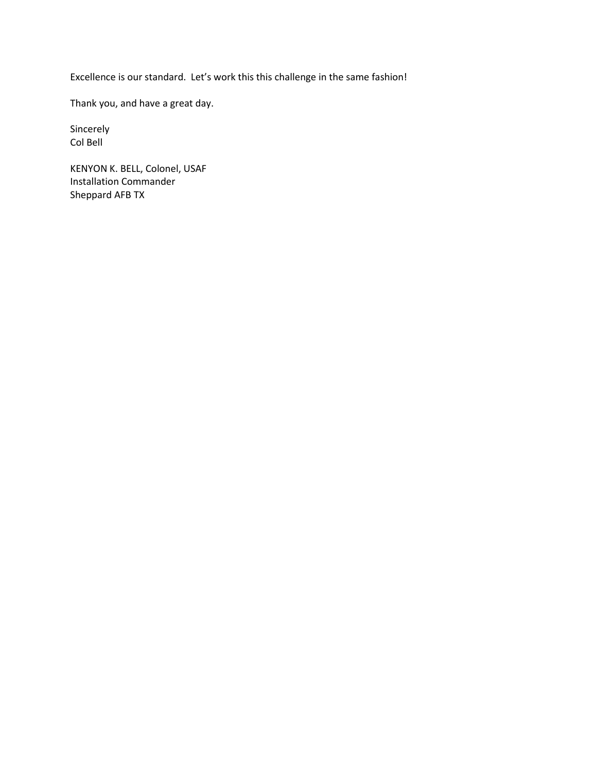Excellence is our standard. Let's work this this challenge in the same fashion!

Thank you, and have a great day.

Sincerely
Col Bell

KENYON K. BELL, Colonel, USAF
Installation Commander
Sheppard AFB TX